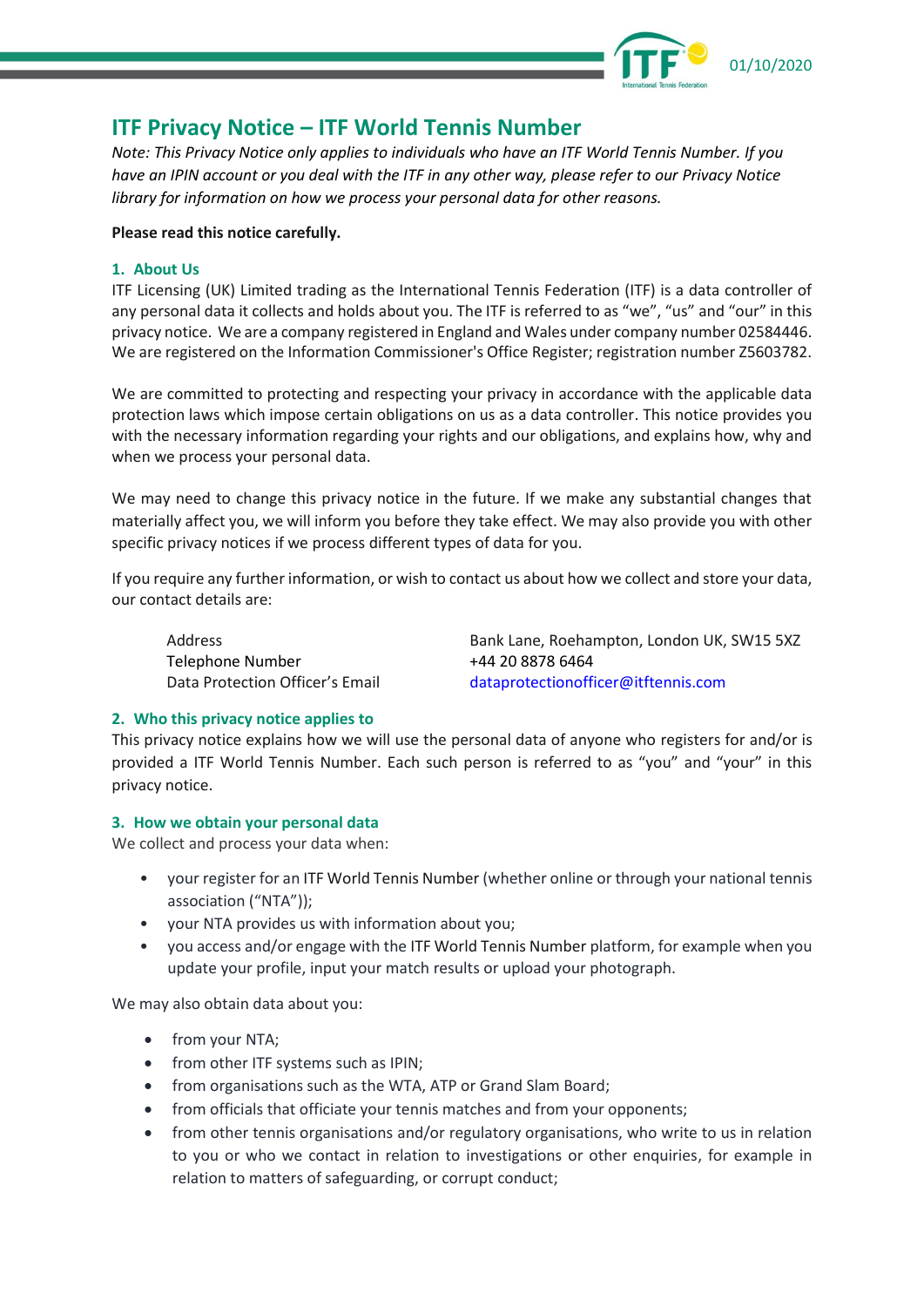# ITF Privacy Notice – ITF World Tennis Number

*Note: This Privacy Notice only applies to individuals who have an ITF World Tennis Number. If you have an IPIN account or you deal with the ITF in any other way, please refer to our Privacy Notice library for information on how we process your personal data for other reasons.*

**Please read this notice carefully.**

## 1. About Us

ITF Licensing (UK) Limited trading as the International Tennis Federation (ITF) is a data controller of any personal data it collects and holds about you. The ITF is referred to as "we", "us" and "our" in this privacy notice. We are a company registered in England and Wales under company number 02584446. We are registered on the Information Commissioner's Office Register; registration number Z5603782.

We are committed to protecting and respecting your privacy in accordance with the applicable data protection laws which impose certain obligations on us as a data controller. This notice provides you with the necessary information regarding your rights and our obligations, and explains how, why and when we process your personal data.

We may need to change this privacy notice in the future. If we make any substantial changes that materially affect you, we will inform you before they take effect. We may also provide you with other specific privacy notices if we process different types of data for you.

If you require any further information, or wish to contact us about how we collect and store your data, our contact details are:

| | |
|---|---|
| Address | Bank Lane, Roehampton, London UK, SW15 5XZ |
| Telephone Number | +44 20 8878 6464 |
| Data Protection Officer's Email | dataprotectionofficer@itftennis.com |

## 2. Who this privacy notice applies to

This privacy notice explains how we will use the personal data of anyone who registers for and/or is provided a ITF World Tennis Number. Each such person is referred to as "you" and "your" in this privacy notice.

## 3. How we obtain your personal data

We collect and process your data when:

- your register for an ITF World Tennis Number (whether online or through your national tennis association ("NTA"));
- your NTA provides us with information about you;
- you access and/or engage with the ITF World Tennis Number platform, for example when you update your profile, input your match results or upload your photograph.

We may also obtain data about you:

- from your NTA;
- from other ITF systems such as IPIN;
- from organisations such as the WTA, ATP or Grand Slam Board;
- from officials that officiate your tennis matches and from your opponents;
- from other tennis organisations and/or regulatory organisations, who write to us in relation to you or who we contact in relation to investigations or other enquiries, for example in relation to matters of safeguarding, or corrupt conduct;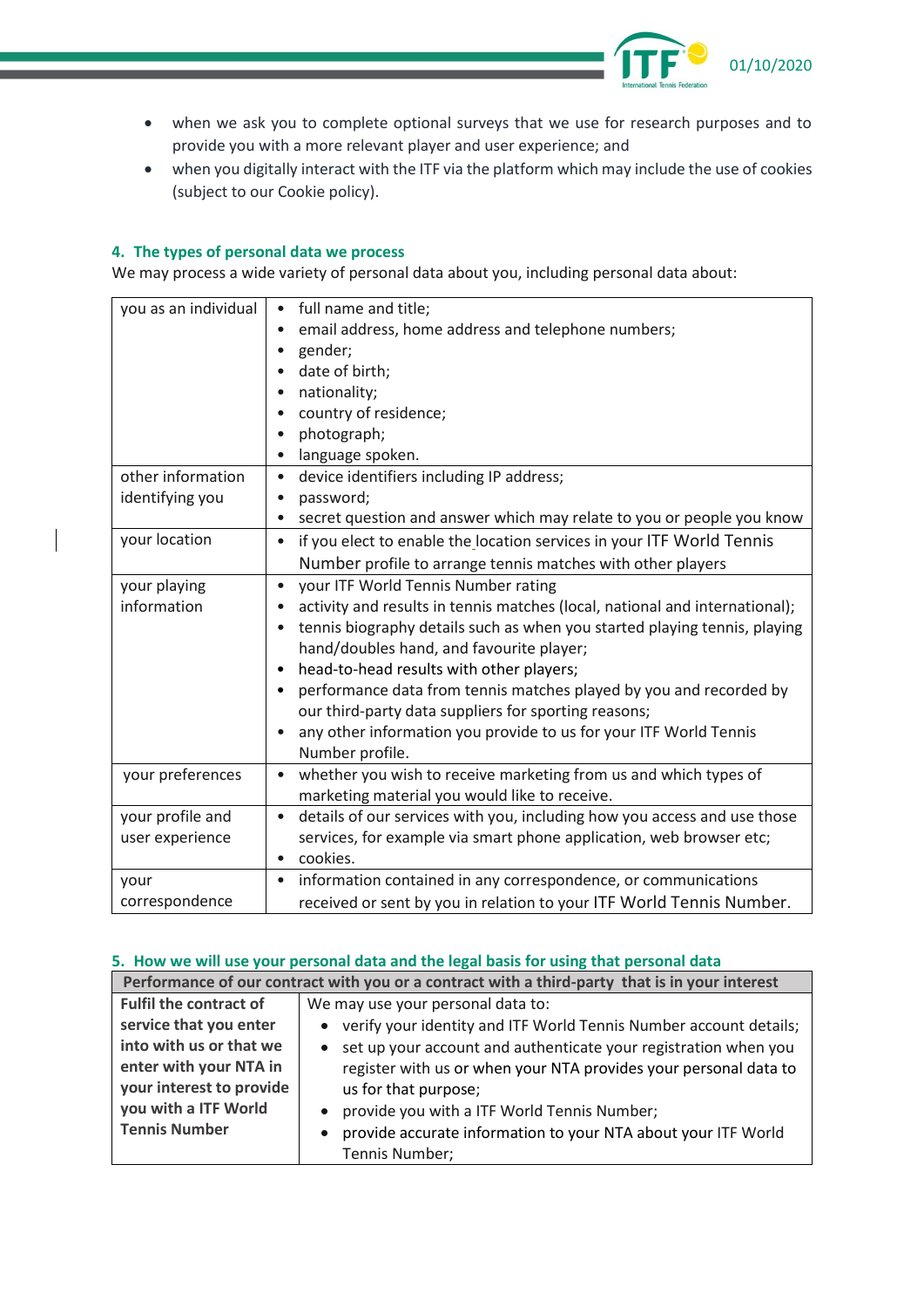- when we ask you to complete optional surveys that we use for research purposes and to provide you with a more relevant player and user experience; and
- when you digitally interact with the ITF via the platform which may include the use of cookies (subject to our Cookie policy).

## 4. The types of personal data we process

We may process a wide variety of personal data about you, including personal data about:

| | |
|---|---|
| you as an individual | • full name and title;<br>• email address, home address and telephone numbers;<br>• gender;<br>• date of birth;<br>• nationality;<br>• country of residence;<br>• photograph;<br>• language spoken. |
| other information identifying you | • device identifiers including IP address;<br>• password;<br>• secret question and answer which may relate to you or people you know |
| your location | • if you elect to enable the location services in your ITF World Tennis Number profile to arrange tennis matches with other players |
| your playing information | • your ITF World Tennis Number rating<br>• activity and results in tennis matches (local, national and international);<br>• tennis biography details such as when you started playing tennis, playing hand/doubles hand, and favourite player;<br>• head-to-head results with other players;<br>• performance data from tennis matches played by you and recorded by our third-party data suppliers for sporting reasons;<br>• any other information you provide to us for your ITF World Tennis Number profile. |
| your preferences | • whether you wish to receive marketing from us and which types of marketing material you would like to receive. |
| your profile and user experience | • details of our services with you, including how you access and use those services, for example via smart phone application, web browser etc;<br>• cookies. |
| your correspondence | • information contained in any correspondence, or communications received or sent by you in relation to your ITF World Tennis Number. |

## 5. How we will use your personal data and the legal basis for using that personal data

| **Performance of our contract with you or a contract with a third-party that is in your interest** | |
|---|---|
| **Fulfil the contract of service that you enter into with us or that we enter with your NTA in your interest to provide you with a ITF World Tennis Number** | We may use your personal data to:<br>• verify your identity and ITF World Tennis Number account details;<br>• set up your account and authenticate your registration when you register with us or when your NTA provides your personal data to us for that purpose;<br>• provide you with a ITF World Tennis Number;<br>• provide accurate information to your NTA about your ITF World Tennis Number; |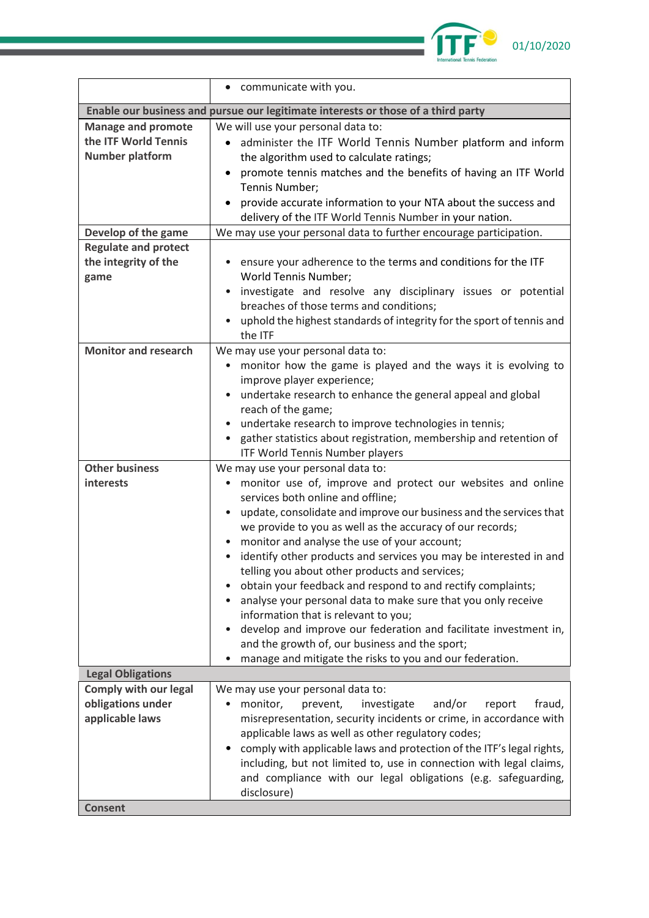| | |
|---|---|
| | • communicate with you. |
| **Enable our business and pursue our legitimate interests or those of a third party** | |
| **Manage and promote the ITF World Tennis Number platform** | We will use your personal data to: <br>• administer the ITF World Tennis Number platform and inform the algorithm used to calculate ratings; <br>• promote tennis matches and the benefits of having an ITF World Tennis Number; <br>• provide accurate information to your NTA about the success and delivery of the ITF World Tennis Number in your nation. |
| **Develop of the game** | We may use your personal data to further encourage participation. |
| **Regulate and protect the integrity of the game** | • ensure your adherence to the terms and conditions for the ITF World Tennis Number; <br>• investigate and resolve any disciplinary issues or potential breaches of those terms and conditions; <br>• uphold the highest standards of integrity for the sport of tennis and the ITF |
| **Monitor and research** | We may use your personal data to: <br>• monitor how the game is played and the ways it is evolving to improve player experience; <br>• undertake research to enhance the general appeal and global reach of the game; <br>• undertake research to improve technologies in tennis; <br>• gather statistics about registration, membership and retention of ITF World Tennis Number players |
| **Other business interests** | We may use your personal data to: <br>• monitor use of, improve and protect our websites and online services both online and offline; <br>• update, consolidate and improve our business and the services that we provide to you as well as the accuracy of our records; <br>• monitor and analyse the use of your account; <br>• identify other products and services you may be interested in and telling you about other products and services; <br>• obtain your feedback and respond to and rectify complaints; <br>• analyse your personal data to make sure that you only receive information that is relevant to you; <br>• develop and improve our federation and facilitate investment in, and the growth of, our business and the sport; <br>• manage and mitigate the risks to you and our federation. |
| **Legal Obligations** | |
| **Comply with our legal obligations under applicable laws** | We may use your personal data to: <br>• monitor, prevent, investigate and/or report fraud, misrepresentation, security incidents or crime, in accordance with applicable laws as well as other regulatory codes; <br>• comply with applicable laws and protection of the ITF's legal rights, including, but not limited to, use in connection with legal claims, and compliance with our legal obligations (e.g. safeguarding, disclosure) |
| **Consent** | |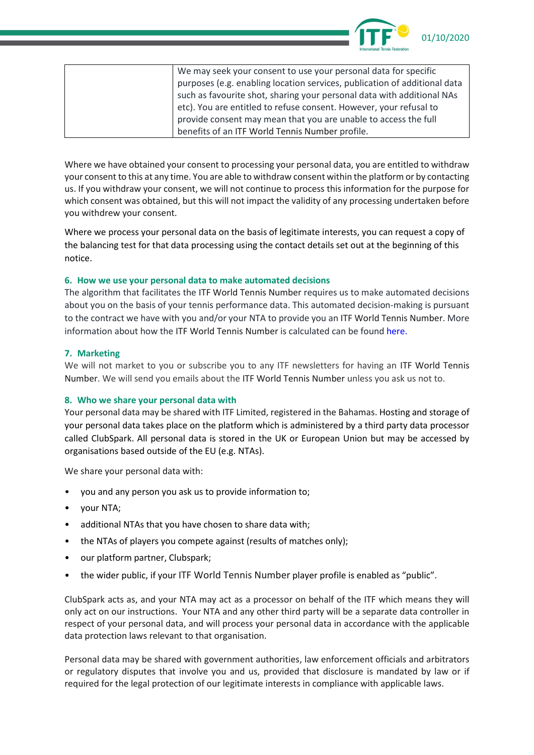| | We may seek your consent to use your personal data for specific purposes (e.g. enabling location services, publication of additional data such as favourite shot, sharing your personal data with additional NAs etc). You are entitled to refuse consent. However, your refusal to provide consent may mean that you are unable to access the full benefits of an ITF World Tennis Number profile. |
|---|---|

Where we have obtained your consent to processing your personal data, you are entitled to withdraw your consent to this at any time. You are able to withdraw consent within the platform or by contacting us. If you withdraw your consent, we will not continue to process this information for the purpose for which consent was obtained, but this will not impact the validity of any processing undertaken before you withdrew your consent.

Where we process your personal data on the basis of legitimate interests, you can request a copy of the balancing test for that data processing using the contact details set out at the beginning of this notice.

## 6. How we use your personal data to make automated decisions

The algorithm that facilitates the ITF World Tennis Number requires us to make automated decisions about you on the basis of your tennis performance data. This automated decision-making is pursuant to the contract we have with you and/or your NTA to provide you an ITF World Tennis Number. More information about how the ITF World Tennis Number is calculated can be found here.

## 7. Marketing

We will not market to you or subscribe you to any ITF newsletters for having an ITF World Tennis Number. We will send you emails about the ITF World Tennis Number unless you ask us not to.

## 8. Who we share your personal data with

Your personal data may be shared with ITF Limited, registered in the Bahamas. Hosting and storage of your personal data takes place on the platform which is administered by a third party data processor called ClubSpark. All personal data is stored in the UK or European Union but may be accessed by organisations based outside of the EU (e.g. NTAs).

We share your personal data with:

- you and any person you ask us to provide information to;
- your NTA;
- additional NTAs that you have chosen to share data with;
- the NTAs of players you compete against (results of matches only);
- our platform partner, Clubspark;
- the wider public, if your ITF World Tennis Number player profile is enabled as "public".

ClubSpark acts as, and your NTA may act as a processor on behalf of the ITF which means they will only act on our instructions. Your NTA and any other third party will be a separate data controller in respect of your personal data, and will process your personal data in accordance with the applicable data protection laws relevant to that organisation.

Personal data may be shared with government authorities, law enforcement officials and arbitrators or regulatory disputes that involve you and us, provided that disclosure is mandated by law or if required for the legal protection of our legitimate interests in compliance with applicable laws.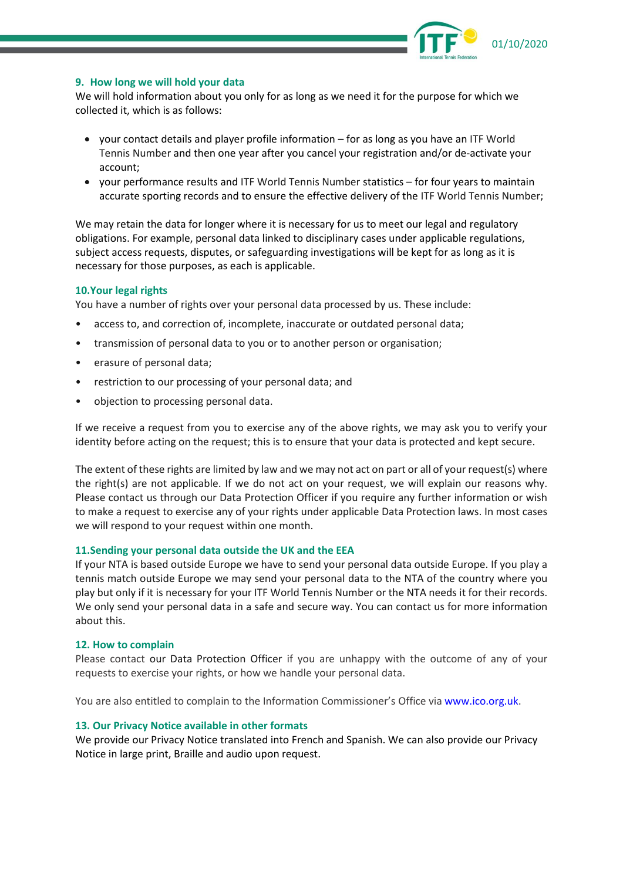## 9. How long we will hold your data

We will hold information about you only for as long as we need it for the purpose for which we collected it, which is as follows:

- your contact details and player profile information – for as long as you have an ITF World Tennis Number and then one year after you cancel your registration and/or de-activate your account;
- your performance results and ITF World Tennis Number statistics – for four years to maintain accurate sporting records and to ensure the effective delivery of the ITF World Tennis Number;

We may retain the data for longer where it is necessary for us to meet our legal and regulatory obligations. For example, personal data linked to disciplinary cases under applicable regulations, subject access requests, disputes, or safeguarding investigations will be kept for as long as it is necessary for those purposes, as each is applicable.

## 10. Your legal rights

You have a number of rights over your personal data processed by us. These include:

- access to, and correction of, incomplete, inaccurate or outdated personal data;
- transmission of personal data to you or to another person or organisation;
- erasure of personal data;
- restriction to our processing of your personal data; and
- objection to processing personal data.

If we receive a request from you to exercise any of the above rights, we may ask you to verify your identity before acting on the request; this is to ensure that your data is protected and kept secure.

The extent of these rights are limited by law and we may not act on part or all of your request(s) where the right(s) are not applicable. If we do not act on your request, we will explain our reasons why. Please contact us through our Data Protection Officer if you require any further information or wish to make a request to exercise any of your rights under applicable Data Protection laws. In most cases we will respond to your request within one month.

## 11. Sending your personal data outside the UK and the EEA

If your NTA is based outside Europe we have to send your personal data outside Europe. If you play a tennis match outside Europe we may send your personal data to the NTA of the country where you play but only if it is necessary for your ITF World Tennis Number or the NTA needs it for their records. We only send your personal data in a safe and secure way. You can contact us for more information about this.

## 12. How to complain

Please contact our Data Protection Officer if you are unhappy with the outcome of any of your requests to exercise your rights, or how we handle your personal data.

You are also entitled to complain to the Information Commissioner's Office via www.ico.org.uk.

## 13. Our Privacy Notice available in other formats

We provide our Privacy Notice translated into French and Spanish. We can also provide our Privacy Notice in large print, Braille and audio upon request.